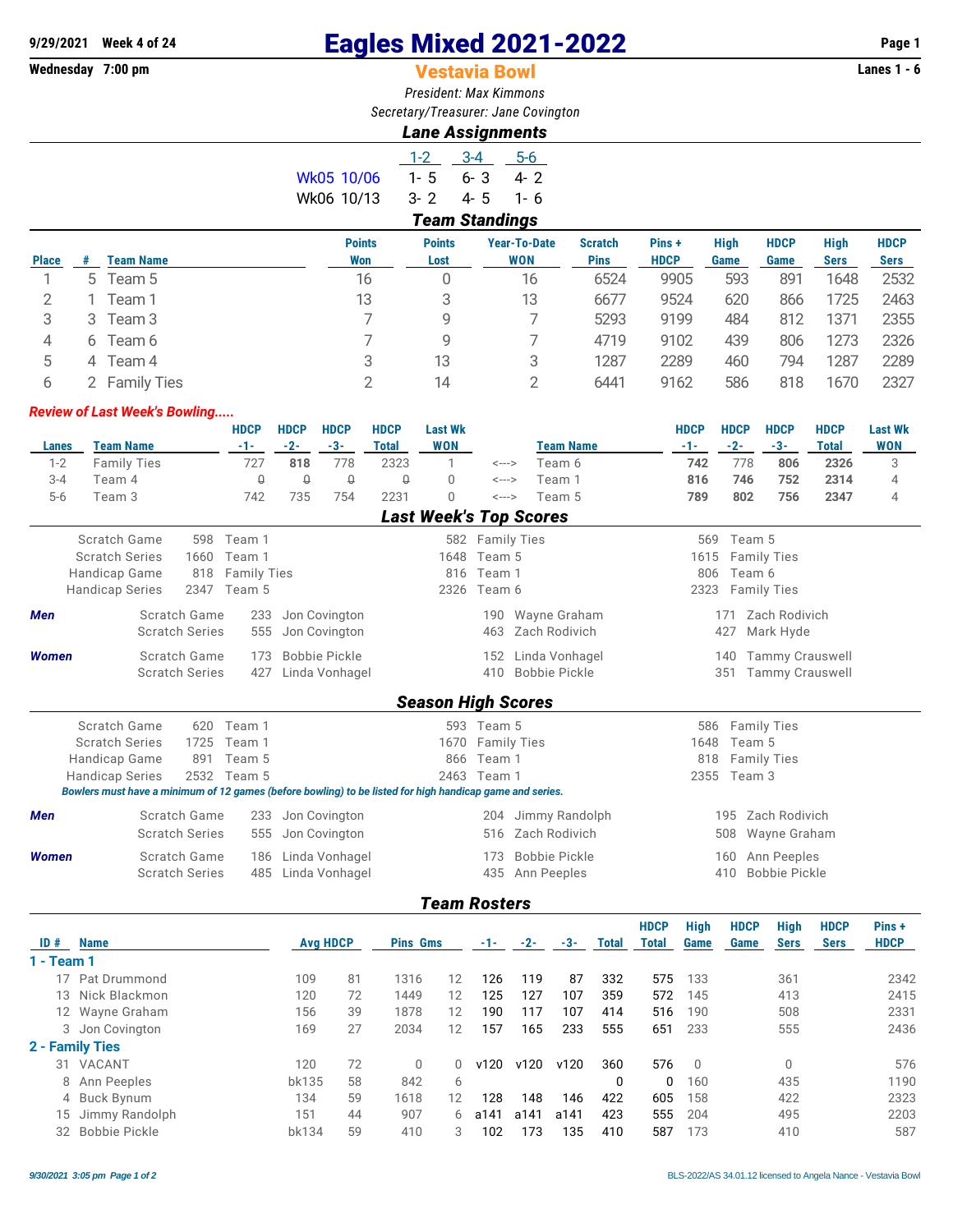9/29/2021 Week 4 of 24

Wednesday 7:00 pm

# Eagles Mixed 2021-2022

## Vestavia Bowl

Lanes 1 - 6

*President: Max Kimmons*

*Secretary/Treasurer: Jane Covington*

### Lane Assignments

| | 1-2 | 3-4 | 5-6 |
|---|---|---|---|
| Wk05 10/06 | 1- 5 | 6- 3 | 4- 2 |
| Wk06 10/13 | 3- 2 | 4- 5 | 1- 6 |

### Team Standings

| Place | # | Team Name | Points Won | Points Lost | Year-To-Date WON | Scratch Pins | Pins + HDCP | High Game | HDCP Game | High Sers | HDCP Sers |
|---|---|---|---|---|---|---|---|---|---|---|---|
| 1 | 5 | Team 5 | 16 | 0 | 16 | 6524 | 9905 | 593 | 891 | 1648 | 2532 |
| 2 | 1 | Team 1 | 13 | 3 | 13 | 6677 | 9524 | 620 | 866 | 1725 | 2463 |
| 3 | 3 | Team 3 | 7 | 9 | 7 | 5293 | 9199 | 484 | 812 | 1371 | 2355 |
| 4 | 6 | Team 6 | 7 | 9 | 7 | 4719 | 9102 | 439 | 806 | 1273 | 2326 |
| 5 | 4 | Team 4 | 3 | 13 | 3 | 1287 | 2289 | 460 | 794 | 1287 | 2289 |
| 6 | 2 | Family Ties | 2 | 14 | 2 | 6441 | 9162 | 586 | 818 | 1670 | 2327 |

***Review of Last Week's Bowling.....***

| Lanes | Team Name | HDCP -1- | HDCP -2- | HDCP -3- | HDCP Total | Last Wk WON | | Team Name | HDCP -1- | HDCP -2- | HDCP -3- | HDCP Total | Last Wk WON |
|---|---|---|---|---|---|---|---|---|---|---|---|---|---|
| 1-2 | Family Ties | 727 | **818** | 778 | 2323 | 1 | <---> | Team 6 | **742** | 778 | **806** | **2326** | 3 |
| 3-4 | Team 4 | 0 | 0 | 0 | 0 | 0 | <---> | Team 1 | **816** | **746** | **752** | **2314** | 4 |
| 5-6 | Team 3 | 742 | 735 | 754 | 2231 | 0 | <---> | Team 5 | **789** | **802** | **756** | **2347** | 4 |

### Last Week's Top Scores

| | | | | | | |
|---|---|---|---|---|---|---|
| Scratch Game | 598 | Team 1 | 582 | Family Ties | 569 | Team 5 |
| Scratch Series | 1660 | Team 1 | 1648 | Team 5 | 1615 | Family Ties |
| Handicap Game | 818 | Family Ties | 816 | Team 1 | 806 | Team 6 |
| Handicap Series | 2347 | Team 5 | 2326 | Team 6 | 2323 | Family Ties |

| | | | | | | | |
|---|---|---|---|---|---|---|---|
| ***Men*** | Scratch Game | 233 | Jon Covington | 190 | Wayne Graham | 171 | Zach Rodivich |
| | Scratch Series | 555 | Jon Covington | 463 | Zach Rodivich | 427 | Mark Hyde |
| ***Women*** | Scratch Game | 173 | Bobbie Pickle | 152 | Linda Vonhagel | 140 | Tammy Crauswell |
| | Scratch Series | 427 | Linda Vonhagel | 410 | Bobbie Pickle | 351 | Tammy Crauswell |

### Season High Scores

| | | | | | | |
|---|---|---|---|---|---|---|
| Scratch Game | 620 | Team 1 | 593 | Team 5 | 586 | Family Ties |
| Scratch Series | 1725 | Team 1 | 1670 | Family Ties | 1648 | Team 5 |
| Handicap Game | 891 | Team 5 | 866 | Team 1 | 818 | Family Ties |
| Handicap Series | 2532 | Team 5 | 2463 | Team 1 | 2355 | Team 3 |

***Bowlers must have a minimum of 12 games (before bowling) to be listed for high handicap game and series.***

| | | | | | | | |
|---|---|---|---|---|---|---|---|
| ***Men*** | Scratch Game | 233 | Jon Covington | 204 | Jimmy Randolph | 195 | Zach Rodivich |
| | Scratch Series | 555 | Jon Covington | 516 | Zach Rodivich | 508 | Wayne Graham |
| ***Women*** | Scratch Game | 186 | Linda Vonhagel | 173 | Bobbie Pickle | 160 | Ann Peeples |
| | Scratch Series | 485 | Linda Vonhagel | 435 | Ann Peeples | 410 | Bobbie Pickle |

### Team Rosters

| ID # | Name | Avg | HDCP | Pins | Gms | -1- | -2- | -3- | Total | HDCP Total | High Game | HDCP Game | High Sers | HDCP Sers | Pins + HDCP |
|---|---|---|---|---|---|---|---|---|---|---|---|---|---|---|---|
| **1 - Team 1** | | | | | | | | | | | | | | | |
| 17 | Pat Drummond | 109 | 81 | 1316 | 12 | 126 | 119 | 87 | 332 | 575 | 133 | | 361 | | 2342 |
| 13 | Nick Blackmon | 120 | 72 | 1449 | 12 | 125 | 127 | 107 | 359 | 572 | 145 | | 413 | | 2415 |
| 12 | Wayne Graham | 156 | 39 | 1878 | 12 | 190 | 117 | 107 | 414 | 516 | 190 | | 508 | | 2331 |
| 3 | Jon Covington | 169 | 27 | 2034 | 12 | 157 | 165 | 233 | 555 | 651 | 233 | | 555 | | 2436 |
| **2 - Family Ties** | | | | | | | | | | | | | | | |
| 31 | VACANT | 120 | 72 | 0 | 0 | v120 | v120 | v120 | 360 | 576 | 0 | | 0 | | 576 |
| 8 | Ann Peeples | bk135 | 58 | 842 | 6 | | | | 0 | 0 | 160 | | 435 | | 1190 |
| 4 | Buck Bynum | 134 | 59 | 1618 | 12 | 128 | 148 | 146 | 422 | 605 | 158 | | 422 | | 2323 |
| 15 | Jimmy Randolph | 151 | 44 | 907 | 6 | a141 | a141 | a141 | 423 | 555 | 204 | | 495 | | 2203 |
| 32 | Bobbie Pickle | bk134 | 59 | 410 | 3 | 102 | 173 | 135 | 410 | 587 | 173 | | 410 | | 587 |

*9/30/2021 3:05 pm*

BLS-2022/AS 34.01.12 licensed to Angela Nance - Vestavia Bowl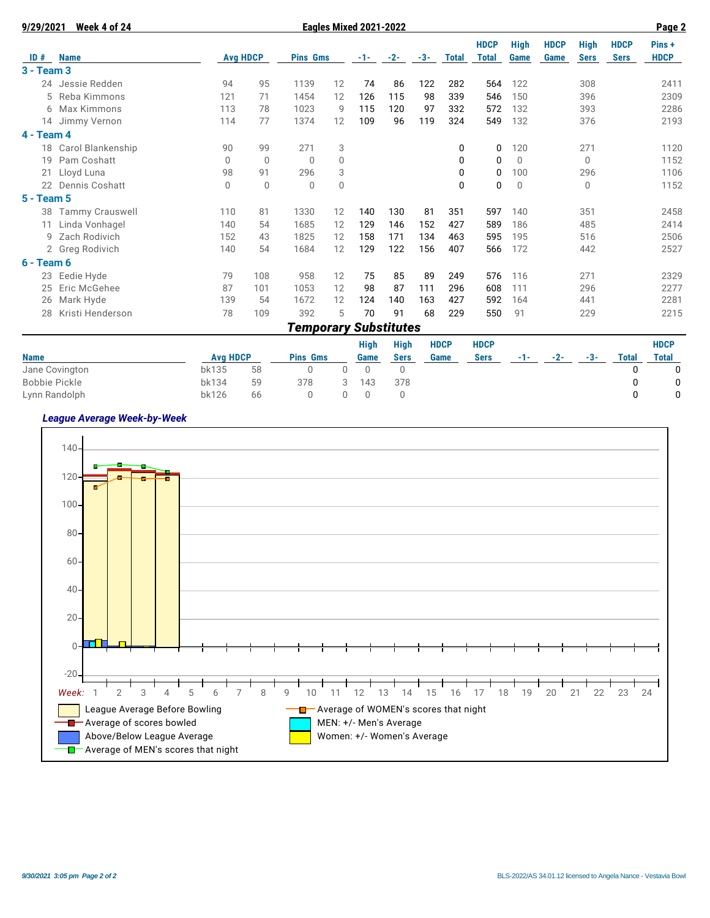9/29/2021 Week 4 of 24

**Eagles Mixed 2021-2022**

| ID # | Name | Avg | HDCP | Pins | Gms | -1- | -2- | -3- | Total | HDCP Total | High Game | HDCP Game | High Sers | HDCP Sers | Pins + HDCP |
|---|---|---|---|---|---|---|---|---|---|---|---|---|---|---|---|
| **3 - Team 3** | | | | | | | | | | | | | | | |
| 24 | Jessie Redden | 94 | 95 | 1139 | 12 | 74 | 86 | 122 | 282 | 564 | 122 | | 308 | | 2411 |
| 5 | Reba Kimmons | 121 | 71 | 1454 | 12 | 126 | 115 | 98 | 339 | 546 | 150 | | 396 | | 2309 |
| 6 | Max Kimmons | 113 | 78 | 1023 | 9 | 115 | 120 | 97 | 332 | 572 | 132 | | 393 | | 2286 |
| 14 | Jimmy Vernon | 114 | 77 | 1374 | 12 | 109 | 96 | 119 | 324 | 549 | 132 | | 376 | | 2193 |
| **4 - Team 4** | | | | | | | | | | | | | | | |
| 18 | Carol Blankenship | 90 | 99 | 271 | 3 | | | | 0 | 0 | 120 | | 271 | | 1120 |
| 19 | Pam Coshatt | 0 | 0 | 0 | 0 | | | | 0 | 0 | 0 | | 0 | | 1152 |
| 21 | Lloyd Luna | 98 | 91 | 296 | 3 | | | | 0 | 0 | 100 | | 296 | | 1106 |
| 22 | Dennis Coshatt | 0 | 0 | 0 | 0 | | | | 0 | 0 | 0 | | 0 | | 1152 |
| **5 - Team 5** | | | | | | | | | | | | | | | |
| 38 | Tammy Crauswell | 110 | 81 | 1330 | 12 | 140 | 130 | 81 | 351 | 597 | 140 | | 351 | | 2458 |
| 11 | Linda Vonhagel | 140 | 54 | 1685 | 12 | 129 | 146 | 152 | 427 | 589 | 186 | | 485 | | 2414 |
| 9 | Zach Rodivich | 152 | 43 | 1825 | 12 | 158 | 171 | 134 | 463 | 595 | 195 | | 516 | | 2506 |
| 2 | Greg Rodivich | 140 | 54 | 1684 | 12 | 129 | 122 | 156 | 407 | 566 | 172 | | 442 | | 2527 |
| **6 - Team 6** | | | | | | | | | | | | | | | |
| 23 | Eedie Hyde | 79 | 108 | 958 | 12 | 75 | 85 | 89 | 249 | 576 | 116 | | 271 | | 2329 |
| 25 | Eric McGehee | 87 | 101 | 1053 | 12 | 98 | 87 | 111 | 296 | 608 | 111 | | 296 | | 2277 |
| 26 | Mark Hyde | 139 | 54 | 1672 | 12 | 124 | 140 | 163 | 427 | 592 | 164 | | 441 | | 2281 |
| 28 | Kristi Henderson | 78 | 109 | 392 | 5 | 70 | 91 | 68 | 229 | 550 | 91 | | 229 | | 2215 |

## *Temporary Substitutes*

| Name | Avg | HDCP | Pins | Gms | High Game | High Sers | HDCP Game | HDCP Sers | -1- | -2- | -3- | Total | HDCP Total |
|---|---|---|---|---|---|---|---|---|---|---|---|---|---|
| Jane Covington | bk135 | 58 | 0 | 0 | 0 | 0 | | | | | | 0 | 0 |
| Bobbie Pickle | bk134 | 59 | 378 | 3 | 143 | 378 | | | | | | 0 | 0 |
| Lynn Randolph | bk126 | 66 | 0 | 0 | 0 | 0 | | | | | | 0 | 0 |

### *League Average Week-by-Week*

140
120
100
80
60
40
20
0
-20

Week: 1 2 3 4 5 6 7 8 9 10 11 12 13 14 15 16 17 18 19 20 21 22 23 24

League Average Before Bowling
Average of scores bowled
Above/Below League Average
Average of MEN's scores that night
Average of WOMEN's scores that night
MEN: +/- Men's Average
Women: +/- Women's Average